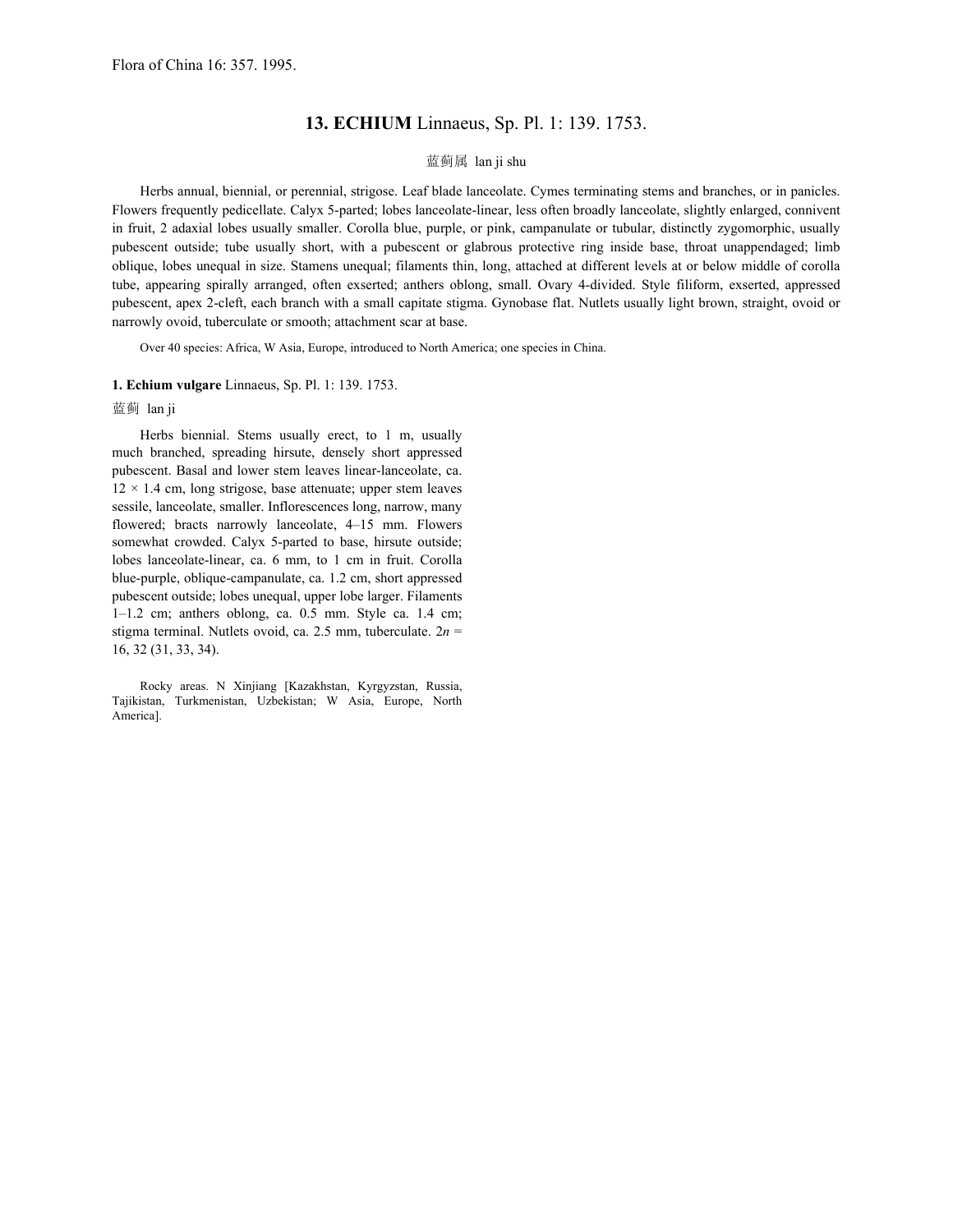Flora of China 16: 357. 1995.

## 13. **ECHIUM** Linnaeus, Sp. Pl. 1: 139. 1753.

蓝蓟属 lan ji shu

Herbs annual, biennial, or perennial, strigose. Leaf blade lanceolate. Cymes terminating stems and branches, or in panicles. Flowers frequently pedicellate. Calyx 5-parted; lobes lanceolate-linear, less often broadly lanceolate, slightly enlarged, connivent in fruit, 2 adaxial lobes usually smaller. Corolla blue, purple, or pink, campanulate or tubular, distinctly zygomorphic, usually pubescent outside; tube usually short, with a pubescent or glabrous protective ring inside base, throat unappendaged; limb oblique, lobes unequal in size. Stamens unequal; filaments thin, long, attached at different levels at or below middle of corolla tube, appearing spirally arranged, often exserted; anthers oblong, small. Ovary 4-divided. Style filiform, exserted, appressed pubescent, apex 2-cleft, each branch with a small capitate stigma. Gynobase flat. Nutlets usually light brown, straight, ovoid or narrowly ovoid, tuberculate or smooth; attachment scar at base.

Over 40 species: Africa, W Asia, Europe, introduced to North America; one species in China.

**1. Echium vulgare** Linnaeus, Sp. Pl. 1: 139. 1753.

蓝蓟 lan ji

Herbs biennial. Stems usually erect, to 1 m, usually much branched, spreading hirsute, densely short appressed pubescent. Basal and lower stem leaves linear-lanceolate, ca. 12 × 1.4 cm, long strigose, base attenuate; upper stem leaves sessile, lanceolate, smaller. Inflorescences long, narrow, many flowered; bracts narrowly lanceolate, 4–15 mm. Flowers somewhat crowded. Calyx 5-parted to base, hirsute outside; lobes lanceolate-linear, ca. 6 mm, to 1 cm in fruit. Corolla blue-purple, oblique-campanulate, ca. 1.2 cm, short appressed pubescent outside; lobes unequal, upper lobe larger. Filaments 1–1.2 cm; anthers oblong, ca. 0.5 mm. Style ca. 1.4 cm; stigma terminal. Nutlets ovoid, ca. 2.5 mm, tuberculate. $2n$ = 16, 32 (31, 33, 34).

Rocky areas. N Xinjiang [Kazakhstan, Kyrgyzstan, Russia, Tajikistan, Turkmenistan, Uzbekistan; W Asia, Europe, North America].